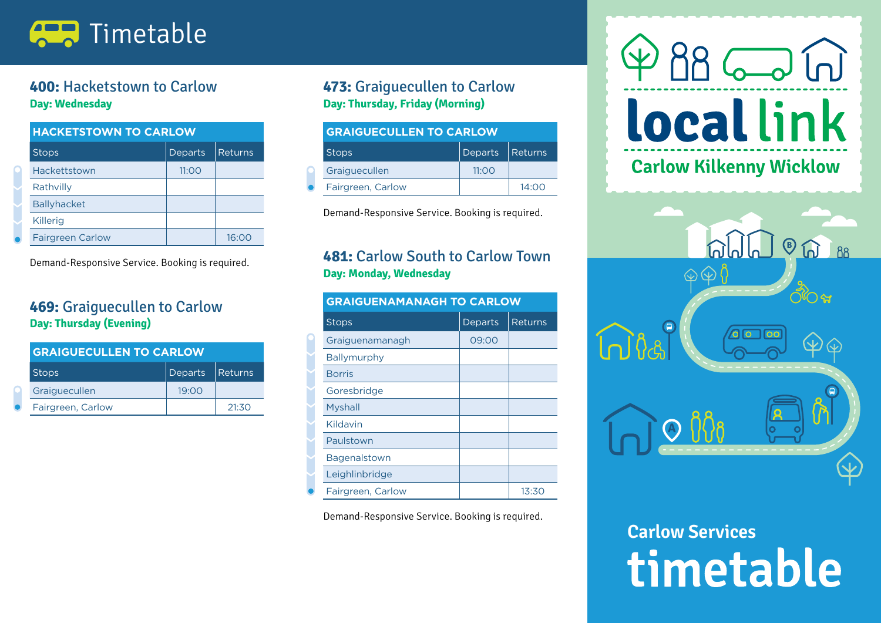# Timetable

## 400: Hacketstown to Carlow

**Day: Wednesday**

| HACKETSTOWN TO CARLOW | | |
|---|---|---|
| Stops | Departs | Returns |
| Hackettstown | 11:00 | |
| Rathvilly | | |
| Ballyhacket | | |
| Killerig | | |
| Fairgreen Carlow | | 16:00 |

Demand-Responsive Service. Booking is required.

## 469: Graiguecullen to Carlow

**Day: Thursday (Evening)**

| GRAIGUECULLEN TO CARLOW | | |
|---|---|---|
| Stops | Departs | Returns |
| Graiguecullen | 19:00 | |
| Fairgreen, Carlow | | 21:30 |

## 473: Graiguecullen to Carlow

**Day: Thursday, Friday (Morning)**

| GRAIGUECULLEN TO CARLOW | | |
|---|---|---|
| Stops | Departs | Returns |
| Graiguecullen | 11:00 | |
| Fairgreen, Carlow | | 14:00 |

Demand-Responsive Service. Booking is required.

## 481: Carlow South to Carlow Town

**Day: Monday, Wednesday**

| GRAIGUENAMANAGH TO CARLOW | | |
|---|---|---|
| Stops | Departs | Returns |
| Graiguenamanagh | 09:00 | |
| Ballymurphy | | |
| Borris | | |
| Goresbridge | | |
| Myshall | | |
| Kildavin | | |
| Paulstown | | |
| Bagenalstown | | |
| Leighlinbridge | | |
| Fairgreen, Carlow | | 13:30 |

Demand-Responsive Service. Booking is required.

local link

Carlow Kilkenny Wicklow

Carlow Services

# timetable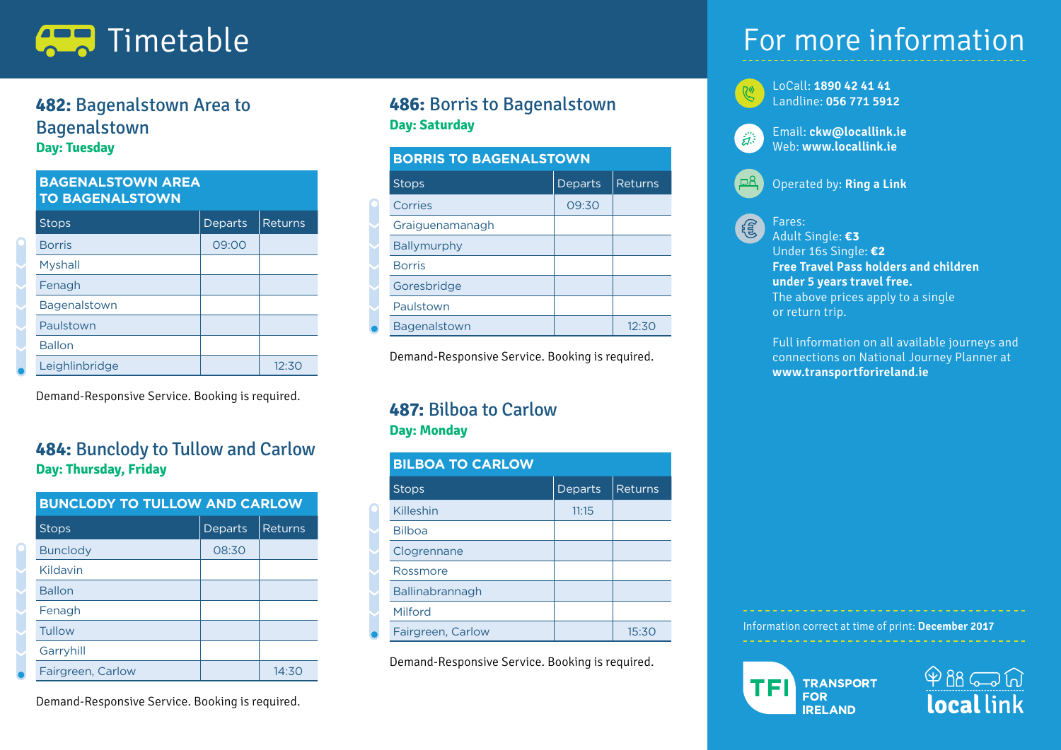# Timetable

## 482: Bagenalstown Area to Bagenalstown

**Day: Tuesday**

**BAGENALSTOWN AREA TO BAGENALSTOWN**

| Stops | Departs | Returns |
|---|---|---|
| Borris | 09:00 | |
| Myshall | | |
| Fenagh | | |
| Bagenalstown | | |
| Paulstown | | |
| Ballon | | |
| Leighlinbridge | | 12:30 |

Demand-Responsive Service. Booking is required.

## 484: Bunclody to Tullow and Carlow

**Day: Thursday, Friday**

**BUNCLODY TO TULLOW AND CARLOW**

| Stops | Departs | Returns |
|---|---|---|
| Bunclody | 08:30 | |
| Kildavin | | |
| Ballon | | |
| Fenagh | | |
| Tullow | | |
| Garryhill | | |
| Fairgreen, Carlow | | 14:30 |

Demand-Responsive Service. Booking is required.

## 486: Borris to Bagenalstown

**Day: Saturday**

**BORRIS TO BAGENALSTOWN**

| Stops | Departs | Returns |
|---|---|---|
| Corries | 09:30 | |
| Graiguenamanagh | | |
| Ballymurphy | | |
| Borris | | |
| Goresbridge | | |
| Paulstown | | |
| Bagenalstown | | 12:30 |

Demand-Responsive Service. Booking is required.

## 487: Bilboa to Carlow

**Day: Monday**

**BILBOA TO CARLOW**

| Stops | Departs | Returns |
|---|---|---|
| Killeshin | 11:15 | |
| Bilboa | | |
| Clogrennane | | |
| Rossmore | | |
| Ballinabrannagh | | |
| Milford | | |
| Fairgreen, Carlow | | 15:30 |

Demand-Responsive Service. Booking is required.

# For more information

LoCall: **1890 42 41 41**
Landline: **056 771 5912**

Email: **ckw@locallink.ie**
Web: **www.locallink.ie**

Operated by: **Ring a Link**

Fares:
Adult Single: **€3**
Under 16s Single: **€2**
**Free Travel Pass holders and children under 5 years travel free.**
The above prices apply to a single or return trip.

Full information on all available journeys and connections on National Journey Planner at **www.transportforireland.ie**

Information correct at time of print: **December 2017**

TFI TRANSPORT FOR IRELAND

local link